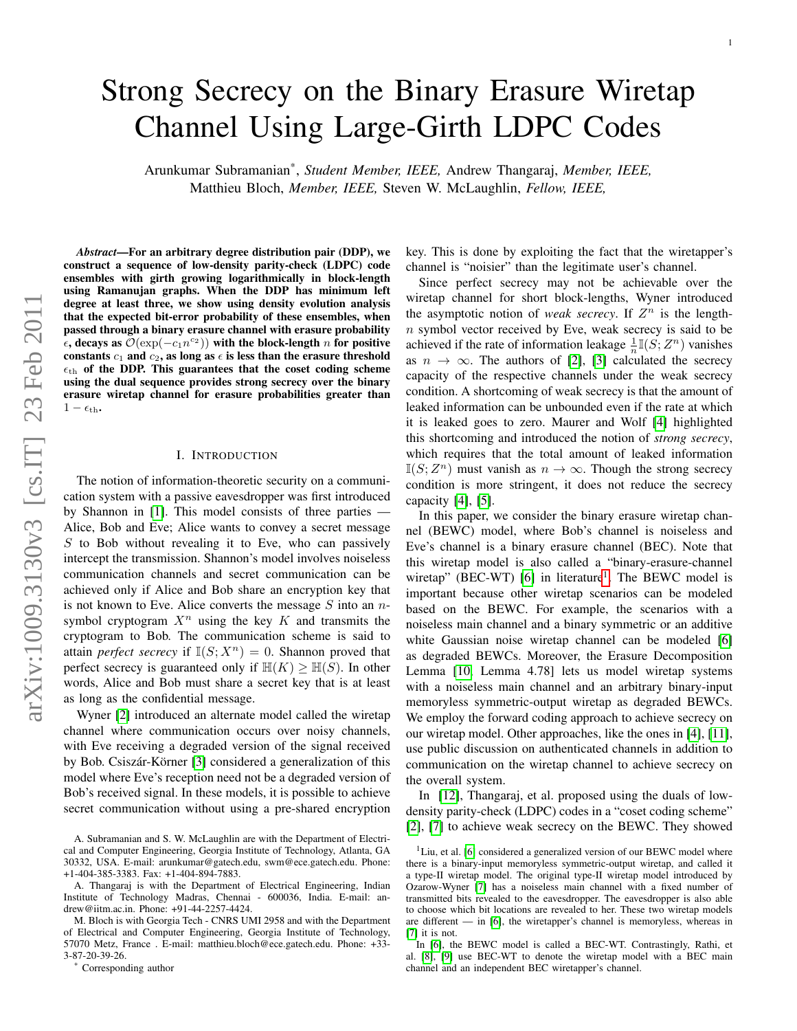# Strong Secrecy on the Binary Erasure Wiretap Channel Using Large-Girth LDPC Codes

Arunkumar Subramanian*, *Student Member, IEEE,* Andrew Thangaraj, *Member, IEEE,* Matthieu Bloch, *Member, IEEE,* Steven W. McLaughlin, *Fellow, IEEE,*

***Abstract*—For an arbitrary degree distribution pair (DDP), we construct a sequence of low-density parity-check (LDPC) code ensembles with girth growing logarithmically in block-length using Ramanujan graphs. When the DDP has minimum left degree at least three, we show using density evolution analysis that the expected bit-error probability of these ensembles, when passed through a binary erasure channel with erasure probability $\epsilon$, decays as $\mathcal{O}(\exp(-c_1 n^{c_2}))$ with the block-length $n$ for positive constants $c_1$ and $c_2$, as long as $\epsilon$ is less than the erasure threshold $\epsilon_{\rm th}$ of the DDP. This guarantees that the coset coding scheme using the dual sequence provides strong secrecy over the binary erasure wiretap channel for erasure probabilities greater than $1 - \epsilon_{\rm th}$.**

## I. Introduction

The notion of information-theoretic security on a communication system with a passive eavesdropper was first introduced by Shannon in [1]. This model consists of three parties — Alice, Bob and Eve; Alice wants to convey a secret message $S$ to Bob without revealing it to Eve, who can passively intercept the transmission. Shannon's model involves noiseless communication channels and secret communication can be achieved only if Alice and Bob share an encryption key that is not known to Eve. Alice converts the message $S$ into an $n$-symbol cryptogram $X^n$ using the key $K$ and transmits the cryptogram to Bob. The communication scheme is said to attain *perfect secrecy* if $\mathbb{I}(S; X^n) = 0$. Shannon proved that perfect secrecy is guaranteed only if $\mathbb{H}(K) \geq \mathbb{H}(S)$. In other words, Alice and Bob must share a secret key that is at least as long as the confidential message.

Wyner [2] introduced an alternate model called the wiretap channel where communication occurs over noisy channels, with Eve receiving a degraded version of the signal received by Bob. Csiszár-Körner [3] considered a generalization of this model where Eve's reception need not be a degraded version of Bob's received signal. In these models, it is possible to achieve secret communication without using a pre-shared encryption key. This is done by exploiting the fact that the wiretapper's channel is "noisier" than the legitimate user's channel.

Since perfect secrecy may not be achievable over the wiretap channel for short block-lengths, Wyner introduced the asymptotic notion of *weak secrecy*. If $Z^n$ is the length-$n$ symbol vector received by Eve, weak secrecy is said to be achieved if the rate of information leakage $\frac{1}{n}\mathbb{I}(S; Z^n)$ vanishes as $n \to \infty$. The authors of [2], [3] calculated the secrecy capacity of the respective channels under the weak secrecy condition. A shortcoming of weak secrecy is that the amount of leaked information can be unbounded even if the rate at which it is leaked goes to zero. Maurer and Wolf [4] highlighted this shortcoming and introduced the notion of *strong secrecy*, which requires that the total amount of leaked information $\mathbb{I}(S; Z^n)$ must vanish as $n \to \infty$. Though the strong secrecy condition is more stringent, it does not reduce the secrecy capacity [4], [5].

In this paper, we consider the binary erasure wiretap channel (BEWC) model, where Bob's channel is noiseless and Eve's channel is a binary erasure channel (BEC). Note that this wiretap model is also called a "binary-erasure-channel wiretap" (BEC-WT) [6] in literature[1]. The BEWC model is important because other wiretap scenarios can be modeled based on the BEWC. For example, the scenarios with a noiseless main channel and a binary symmetric or an additive white Gaussian noise wiretap channel can be modeled [6] as degraded BEWCs. Moreover, the Erasure Decomposition Lemma [10, Lemma 4.78] lets us model wiretap systems with a noiseless main channel and an arbitrary binary-input memoryless symmetric-output wiretap as degraded BEWCs. We employ the forward coding approach to achieve secrecy on our wiretap model. Other approaches, like the ones in [4], [11], use public discussion on authenticated channels in addition to communication on the wiretap channel to achieve secrecy on the overall system.

In [12], Thangaraj, et al. proposed using the duals of low-density parity-check (LDPC) codes in a "coset coding scheme" [2], [7] to achieve weak secrecy on the BEWC. They showed

---

A. Subramanian and S. W. McLaughlin are with the Department of Electrical and Computer Engineering, Georgia Institute of Technology, Atlanta, GA 30332, USA. E-mail: arunkumar@gatech.edu, swm@ece.gatech.edu. Phone: +1-404-385-3383. Fax: +1-404-894-7883.

A. Thangaraj is with the Department of Electrical Engineering, Indian Institute of Technology Madras, Chennai - 600036, India. E-mail: andrew@iitm.ac.in. Phone: +91-44-2257-4424.

M. Bloch is with Georgia Tech - CNRS UMI 2958 and with the Department of Electrical and Computer Engineering, Georgia Institute of Technology, 57070 Metz, France . E-mail: matthieu.bloch@ece.gatech.edu. Phone: +33-3-87-20-39-26.

* Corresponding author

[1] Liu, et al. [6] considered a generalized version of our BEWC model where there is a binary-input memoryless symmetric-output wiretap, and called it a type-II wiretap model. The original type-II wiretap model introduced by Ozarow-Wyner [7] has a noiseless main channel with a fixed number of transmitted bits revealed to the eavesdropper. The eavesdropper is also able to choose which bit locations are revealed to her. These two wiretap models are different — in [6], the wiretapper's channel is memoryless, whereas in [7] it is not.

In [6], the BEWC model is called a BEC-WT. Contrastingly, Rathi, et al. [8], [9] use BEC-WT to denote the wiretap model with a BEC main channel and an independent BEC wiretapper's channel.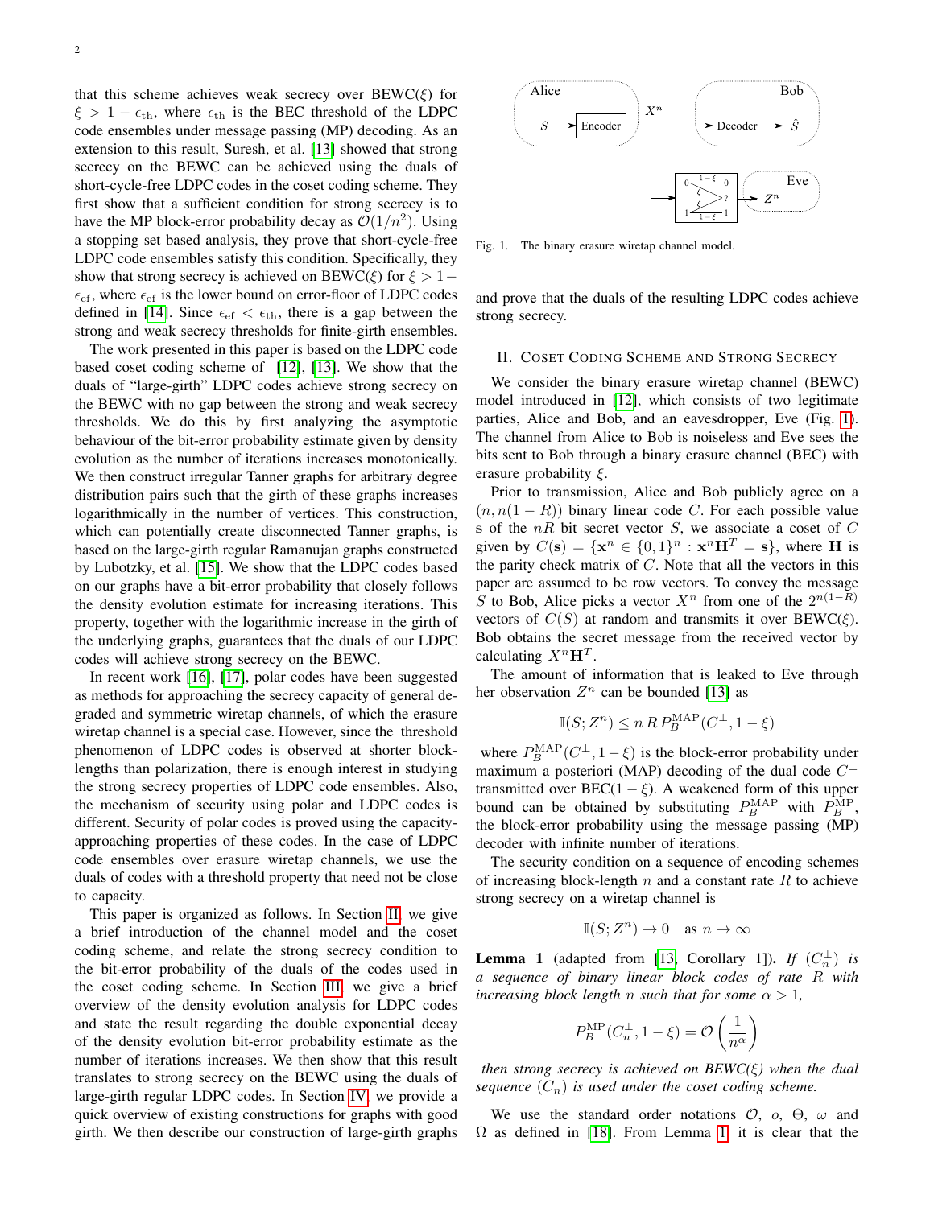that this scheme achieves weak secrecy over BEWC($\xi$) for $\xi > 1 - \epsilon_{\rm th}$, where $\epsilon_{\rm th}$ is the BEC threshold of the LDPC code ensembles under message passing (MP) decoding. As an extension to this result, Suresh, et al. [13] showed that strong secrecy on the BEWC can be achieved using the duals of short-cycle-free LDPC codes in the coset coding scheme. They first show that a sufficient condition for strong secrecy is to have the MP block-error probability decay as $\mathcal{O}(1/n^2)$. Using a stopping set based analysis, they prove that short-cycle-free LDPC code ensembles satisfy this condition. Specifically, they show that strong secrecy is achieved on BEWC($\xi$) for $\xi > 1 - \epsilon_{\rm ef}$, where $\epsilon_{\rm ef}$ is the lower bound on error-floor of LDPC codes defined in [14]. Since $\epsilon_{\rm ef} < \epsilon_{\rm th}$, there is a gap between the strong and weak secrecy thresholds for finite-girth ensembles.

The work presented in this paper is based on the LDPC code based coset coding scheme of [12], [13]. We show that the duals of "large-girth" LDPC codes achieve strong secrecy on the BEWC with no gap between the strong and weak secrecy thresholds. We do this by first analyzing the asymptotic behaviour of the bit-error probability estimate given by density evolution as the number of iterations increases monotonically. We then construct irregular Tanner graphs for arbitrary degree distribution pairs such that the girth of these graphs increases logarithmically in the number of vertices. This construction, which can potentially create disconnected Tanner graphs, is based on the large-girth regular Ramanujan graphs constructed by Lubotzky, et al. [15]. We show that the LDPC codes based on our graphs have a bit-error probability that closely follows the density evolution estimate for increasing iterations. This property, together with the logarithmic increase in the girth of the underlying graphs, guarantees that the duals of our LDPC codes will achieve strong secrecy on the BEWC.

In recent work [16], [17], polar codes have been suggested as methods for approaching the secrecy capacity of general degraded and symmetric wiretap channels, of which the erasure wiretap channel is a special case. However, since the threshold phenomenon of LDPC codes is observed at shorter block-lengths than polarization, there is enough interest in studying the strong secrecy properties of LDPC code ensembles. Also, the mechanism of security using polar and LDPC codes is different. Security of polar codes is proved using the capacity-approaching properties of these codes. In the case of LDPC code ensembles over erasure wiretap channels, we use the duals of codes with a threshold property that need not be close to capacity.

This paper is organized as follows. In Section II, we give a brief introduction of the channel model and the coset coding scheme, and relate the strong secrecy condition to the bit-error probability of the duals of the codes used in the coset coding scheme. In Section III, we give a brief overview of the density evolution analysis for LDPC codes and state the result regarding the double exponential decay of the density evolution bit-error probability estimate as the number of iterations increases. We then show that this result translates to strong secrecy on the BEWC using the duals of large-girth regular LDPC codes. In Section IV, we provide a quick overview of existing constructions for graphs with good girth. We then describe our construction of large-girth graphs and prove that the duals of the resulting LDPC codes achieve strong secrecy.

Fig. 1. The binary erasure wiretap channel model.

## II. Coset Coding Scheme and Strong Secrecy

We consider the binary erasure wiretap channel (BEWC) model introduced in [12], which consists of two legitimate parties, Alice and Bob, and an eavesdropper, Eve (Fig. 1). The channel from Alice to Bob is noiseless and Eve sees the bits sent to Bob through a binary erasure channel (BEC) with erasure probability $\xi$.

Prior to transmission, Alice and Bob publicly agree on a $(n, n(1-R))$ binary linear code $C$. For each possible value $\mathbf{s}$ of the $nR$ bit secret vector $S$, we associate a coset of $C$ given by $C(\mathbf{s}) = \{\mathbf{x}^n \in \{0,1\}^n : \mathbf{x}^n\mathbf{H}^T = \mathbf{s}\}$, where $\mathbf{H}$ is the parity check matrix of $C$. Note that all the vectors in this paper are assumed to be row vectors. To convey the message $S$ to Bob, Alice picks a vector $X^n$ from one of the $2^{n(1-R)}$ vectors of $C(S)$ at random and transmits it over BEWC($\xi$). Bob obtains the secret message from the received vector by calculating $X^n\mathbf{H}^T$.

The amount of information that is leaked to Eve through her observation $Z^n$ can be bounded [13] as

$$\mathbb{I}(S; Z^n) \leq n\, R\, P_B^{\rm MAP}(C^{\perp}, 1-\xi)$$

where $P_B^{\rm MAP}(C^{\perp}, 1-\xi)$ is the block-error probability under maximum a posteriori (MAP) decoding of the dual code $C^{\perp}$ transmitted over BEC($1-\xi$). A weakened form of this upper bound can be obtained by substituting $P_B^{\rm MAP}$ with $P_B^{\rm MP}$, the block-error probability using the message passing (MP) decoder with infinite number of iterations.

The security condition on a sequence of encoding schemes of increasing block-length $n$ and a constant rate $R$ to achieve strong secrecy on a wiretap channel is

$$\mathbb{I}(S; Z^n) \to 0 \quad \text{as } n \to \infty$$

**Lemma 1** (adapted from [13, Corollary 1]). *If $(C_n^{\perp})$ is a sequence of binary linear block codes of rate $R$ with increasing block length $n$ such that for some $\alpha > 1$,*

$$P_B^{\rm MP}(C_n^{\perp}, 1-\xi) = \mathcal{O}\left(\frac{1}{n^{\alpha}}\right)$$

*then strong secrecy is achieved on BEWC($\xi$) when the dual sequence $(C_n)$ is used under the coset coding scheme.*

We use the standard order notations $\mathcal{O}$, $o$, $\Theta$, $\omega$ and $\Omega$ as defined in [18]. From Lemma 1, it is clear that the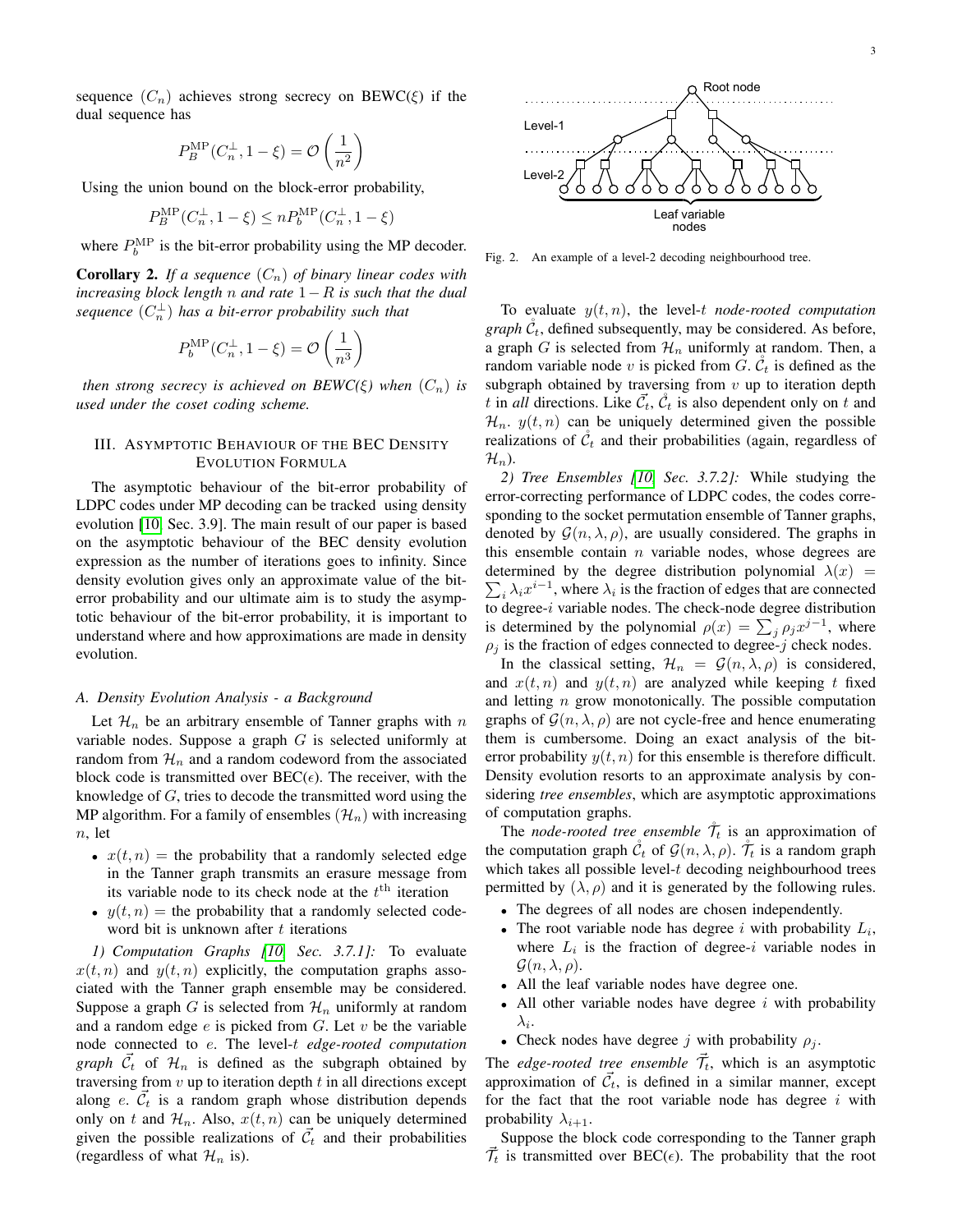sequence $(C_n)$ achieves strong secrecy on BEWC($\xi$) if the dual sequence has

$$P_B^{\mathrm{MP}}(C_n^{\perp}, 1-\xi) = \mathcal{O}\left(\frac{1}{n^2}\right)$$

Using the union bound on the block-error probability,

$$P_B^{\mathrm{MP}}(C_n^{\perp}, 1-\xi) \leq n P_b^{\mathrm{MP}}(C_n^{\perp}, 1-\xi)$$

where $P_b^{\mathrm{MP}}$ is the bit-error probability using the MP decoder.

**Corollary 2.** *If a sequence $(C_n)$ of binary linear codes with increasing block length $n$ and rate $1-R$ is such that the dual sequence $(C_n^{\perp})$ has a bit-error probability such that*

$$P_b^{\mathrm{MP}}(C_n^{\perp}, 1-\xi) = \mathcal{O}\left(\frac{1}{n^3}\right)$$

*then strong secrecy is achieved on BEWC($\xi$) when $(C_n)$ is used under the coset coding scheme.*

## III. Asymptotic Behaviour of the BEC Density Evolution Formula

The asymptotic behaviour of the bit-error probability of LDPC codes under MP decoding can be tracked using density evolution [10, Sec. 3.9]. The main result of our paper is based on the asymptotic behaviour of the BEC density evolution expression as the number of iterations goes to infinity. Since density evolution gives only an approximate value of the bit-error probability and our ultimate aim is to study the asymptotic behaviour of the bit-error probability, it is important to understand where and how approximations are made in density evolution.

### A. Density Evolution Analysis - a Background

Let $\mathcal{H}_n$ be an arbitrary ensemble of Tanner graphs with $n$ variable nodes. Suppose a graph $G$ is selected uniformly at random from $\mathcal{H}_n$ and a random codeword from the associated block code is transmitted over BEC($\epsilon$). The receiver, with the knowledge of $G$, tries to decode the transmitted word using the MP algorithm. For a family of ensembles $(\mathcal{H}_n)$ with increasing $n$, let

- $x(t,n)$ = the probability that a randomly selected edge in the Tanner graph transmits an erasure message from its variable node to its check node at the $t^{\text{th}}$ iteration
- $y(t,n)$ = the probability that a randomly selected codeword bit is unknown after $t$ iterations

*1) Computation Graphs [10, Sec. 3.7.1]:* To evaluate $x(t,n)$ and $y(t,n)$ explicitly, the computation graphs associated with the Tanner graph ensemble may be considered. Suppose a graph $G$ is selected from $\mathcal{H}_n$ uniformly at random and a random edge $e$ is picked from $G$. Let $v$ be the variable node connected to $e$. The level-$t$ *edge-rooted computation graph* $\vec{\mathcal{C}}_t$ of $\mathcal{H}_n$ is defined as the subgraph obtained by traversing from $v$ up to iteration depth $t$ in all directions except along $e$. $\vec{\mathcal{C}}_t$ is a random graph whose distribution depends only on $t$ and $\mathcal{H}_n$. Also, $x(t,n)$ can be uniquely determined given the possible realizations of $\vec{\mathcal{C}}_t$ and their probabilities (regardless of what $\mathcal{H}_n$ is).

Root node, Level-1, Level-2, Leaf variable nodes

Fig. 2. An example of a level-2 decoding neighbourhood tree.

To evaluate $y(t,n)$, the level-$t$ *node-rooted computation graph* $\mathring{\mathcal{C}}_t$, defined subsequently, may be considered. As before, a graph $G$ is selected from $\mathcal{H}_n$ uniformly at random. Then, a random variable node $v$ is picked from $G$. $\mathring{\mathcal{C}}_t$ is defined as the subgraph obtained by traversing from $v$ up to iteration depth $t$ in *all* directions. Like $\vec{\mathcal{C}}_t$, $\mathring{\mathcal{C}}_t$ is also dependent only on $t$ and $\mathcal{H}_n$. $y(t,n)$ can be uniquely determined given the possible realizations of $\mathring{\mathcal{C}}_t$ and their probabilities (again, regardless of $\mathcal{H}_n$).

*2) Tree Ensembles [10, Sec. 3.7.2]:* While studying the error-correcting performance of LDPC codes, the codes corresponding to the socket permutation ensemble of Tanner graphs, denoted by $\mathcal{G}(n,\lambda,\rho)$, are usually considered. The graphs in this ensemble contain $n$ variable nodes, whose degrees are determined by the degree distribution polynomial $\lambda(x) = \sum_i \lambda_i x^{i-1}$, where $\lambda_i$ is the fraction of edges that are connected to degree-$i$ variable nodes. The check-node degree distribution is determined by the polynomial $\rho(x) = \sum_j \rho_j x^{j-1}$, where $\rho_j$ is the fraction of edges connected to degree-$j$ check nodes.

In the classical setting, $\mathcal{H}_n = \mathcal{G}(n,\lambda,\rho)$ is considered, and $x(t,n)$ and $y(t,n)$ are analyzed while keeping $t$ fixed and letting $n$ grow monotonically. The possible computation graphs of $\mathcal{G}(n,\lambda,\rho)$ are not cycle-free and hence enumerating them is cumbersome. Doing an exact analysis of the bit-error probability $y(t,n)$ for this ensemble is therefore difficult. Density evolution resorts to an approximate analysis by considering *tree ensembles*, which are asymptotic approximations of computation graphs.

The *node-rooted tree ensemble* $\mathring{\mathcal{T}}_t$ is an approximation of the computation graph $\mathring{\mathcal{C}}_t$ of $\mathcal{G}(n,\lambda,\rho)$. $\mathring{\mathcal{T}}_t$ is a random graph which takes all possible level-$t$ decoding neighbourhood trees permitted by $(\lambda,\rho)$ and it is generated by the following rules.

- The degrees of all nodes are chosen independently.
- The root variable node has degree $i$ with probability $L_i$, where $L_i$ is the fraction of degree-$i$ variable nodes in $\mathcal{G}(n,\lambda,\rho)$.
- All the leaf variable nodes have degree one.
- All other variable nodes have degree $i$ with probability $\lambda_i$.
- Check nodes have degree $j$ with probability $\rho_j$.

The *edge-rooted tree ensemble* $\vec{\mathcal{T}}_t$, which is an asymptotic approximation of $\vec{\mathcal{C}}_t$, is defined in a similar manner, except for the fact that the root variable node has degree $i$ with probability $\lambda_{i+1}$.

Suppose the block code corresponding to the Tanner graph $\vec{\mathcal{T}}_t$ is transmitted over BEC($\epsilon$). The probability that the root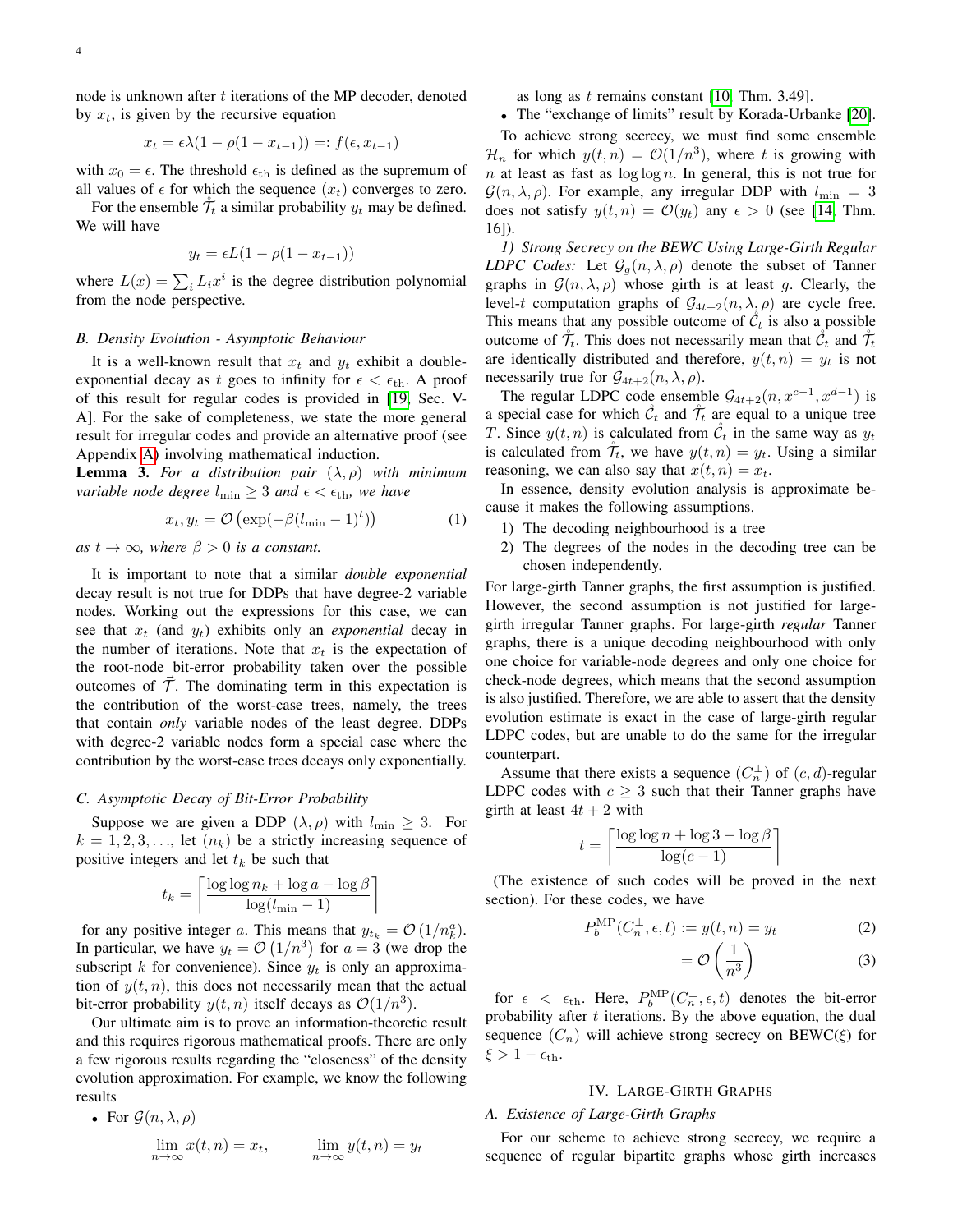node is unknown after $t$ iterations of the MP decoder, denoted by $x_t$, is given by the recursive equation

$$x_t = \epsilon\lambda(1 - \rho(1 - x_{t-1})) =: f(\epsilon, x_{t-1})$$

with $x_0 = \epsilon$. The threshold $\epsilon_{\text{th}}$ is defined as the supremum of all values of $\epsilon$ for which the sequence $(x_t)$ converges to zero.

For the ensemble $\mathring{\mathcal{T}}_t$ a similar probability $y_t$ may be defined. We will have

$$y_t = \epsilon L(1 - \rho(1 - x_{t-1}))$$

where $L(x) = \sum_i L_i x^i$ is the degree distribution polynomial from the node perspective.

### B. Density Evolution - Asymptotic Behaviour

It is a well-known result that $x_t$ and $y_t$ exhibit a double-exponential decay as $t$ goes to infinity for $\epsilon < \epsilon_{\text{th}}$. A proof of this result for regular codes is provided in [19, Sec. V-A]. For the sake of completeness, we state the more general result for irregular codes and provide an alternative proof (see Appendix A) involving mathematical induction.

**Lemma 3.** *For a distribution pair $(\lambda, \rho)$ with minimum variable node degree $l_{\min} \geq 3$ and $\epsilon < \epsilon_{\text{th}}$, we have*

$$x_t, y_t = \mathcal{O}\left(\exp(-\beta(l_{\min} - 1)^t)\right) \tag{1}$$

*as $t \to \infty$, where $\beta > 0$ is a constant.*

It is important to note that a similar *double exponential* decay result is not true for DDPs that have degree-2 variable nodes. Working out the expressions for this case, we can see that $x_t$ (and $y_t$) exhibits only an *exponential* decay in the number of iterations. Note that $x_t$ is the expectation of the root-node bit-error probability taken over the possible outcomes of $\vec{\mathcal{T}}$. The dominating term in this expectation is the contribution of the worst-case trees, namely, the trees that contain *only* variable nodes of the least degree. DDPs with degree-2 variable nodes form a special case where the contribution by the worst-case trees decays only exponentially.

### C. Asymptotic Decay of Bit-Error Probability

Suppose we are given a DDP $(\lambda, \rho)$ with $l_{\min} \geq 3$. For $k = 1, 2, 3, \ldots$, let $(n_k)$ be a strictly increasing sequence of positive integers and let $t_k$ be such that

$$t_k = \left\lceil \frac{\log\log n_k + \log a - \log \beta}{\log(l_{\min} - 1)} \right\rceil$$

for any positive integer $a$. This means that $y_{t_k} = \mathcal{O}\left(1/n_k^a\right)$. In particular, we have $y_t = \mathcal{O}\left(1/n^3\right)$ for $a = 3$ (we drop the subscript $k$ for convenience). Since $y_t$ is only an approximation of $y(t, n)$, this does not necessarily mean that the actual bit-error probability $y(t, n)$ itself decays as $\mathcal{O}(1/n^3)$.

Our ultimate aim is to prove an information-theoretic result and this requires rigorous mathematical proofs. There are only a few rigorous results regarding the "closeness" of the density evolution approximation. For example, we know the following results

- For $\mathcal{G}(n, \lambda, \rho)$
$$\lim_{n\to\infty} x(t, n) = x_t, \qquad \lim_{n\to\infty} y(t, n) = y_t$$
as long as $t$ remains constant [10, Thm. 3.49].
- The "exchange of limits" result by Korada-Urbanke [20].

To achieve strong secrecy, we must find some ensemble $\mathcal{H}_n$ for which $y(t, n) = \mathcal{O}(1/n^3)$, where $t$ is growing with $n$ at least as fast as $\log\log n$. In general, this is not true for $\mathcal{G}(n, \lambda, \rho)$. For example, any irregular DDP with $l_{\min} = 3$ does not satisfy $y(t, n) = \mathcal{O}(y_t)$ any $\epsilon > 0$ (see [14, Thm. 16]).

*1) Strong Secrecy on the BEWC Using Large-Girth Regular LDPC Codes:* Let $\mathcal{G}_g(n, \lambda, \rho)$ denote the subset of Tanner graphs in $\mathcal{G}(n, \lambda, \rho)$ whose girth is at least $g$. Clearly, the level-$t$ computation graphs of $\mathcal{G}_{4t+2}(n, \lambda, \rho)$ are cycle free. This means that any possible outcome of $\mathring{\mathcal{C}}_t$ is also a possible outcome of $\mathring{\mathcal{T}}_t$. This does not necessarily mean that $\mathring{\mathcal{C}}_t$ and $\mathring{\mathcal{T}}_t$ are identically distributed and therefore, $y(t, n) = y_t$ is not necessarily true for $\mathcal{G}_{4t+2}(n, \lambda, \rho)$.

The regular LDPC code ensemble $\mathcal{G}_{4t+2}(n, x^{c-1}, x^{d-1})$ is a special case for which $\mathring{\mathcal{C}}_t$ and $\mathring{\mathcal{T}}_t$ are equal to a unique tree $T$. Since $y(t, n)$ is calculated from $\mathring{\mathcal{C}}_t$ in the same way as $y_t$ is calculated from $\mathring{\mathcal{T}}_t$, we have $y(t, n) = y_t$. Using a similar reasoning, we can also say that $x(t, n) = x_t$.

In essence, density evolution analysis is approximate because it makes the following assumptions.

1) The decoding neighbourhood is a tree
2) The degrees of the nodes in the decoding tree can be chosen independently.

For large-girth Tanner graphs, the first assumption is justified. However, the second assumption is not justified for large-girth irregular Tanner graphs. For large-girth *regular* Tanner graphs, there is a unique decoding neighbourhood with only one choice for variable-node degrees and only one choice for check-node degrees, which means that the second assumption is also justified. Therefore, we are able to assert that the density evolution estimate is exact in the case of large-girth regular LDPC codes, but are unable to do the same for the irregular counterpart.

Assume that there exists a sequence $(C_n^\perp)$ of $(c, d)$-regular LDPC codes with $c \geq 3$ such that their Tanner graphs have girth at least $4t + 2$ with

$$t = \left\lceil \frac{\log\log n + \log 3 - \log \beta}{\log(c - 1)} \right\rceil$$

(The existence of such codes will be proved in the next section). For these codes, we have

$$P_b^{\text{MP}}(C_n^\perp, \epsilon, t) := y(t, n) = y_t \tag{2}$$

$$= \mathcal{O}\left(\frac{1}{n^3}\right) \tag{3}$$

for $\epsilon < \epsilon_{\text{th}}$. Here, $P_b^{\text{MP}}(C_n^\perp, \epsilon, t)$ denotes the bit-error probability after $t$ iterations. By the above equation, the dual sequence $(C_n)$ will achieve strong secrecy on BEWC($\xi$) for $\xi > 1 - \epsilon_{\text{th}}$.

## IV. Large-Girth Graphs

### A. Existence of Large-Girth Graphs

For our scheme to achieve strong secrecy, we require a sequence of regular bipartite graphs whose girth increases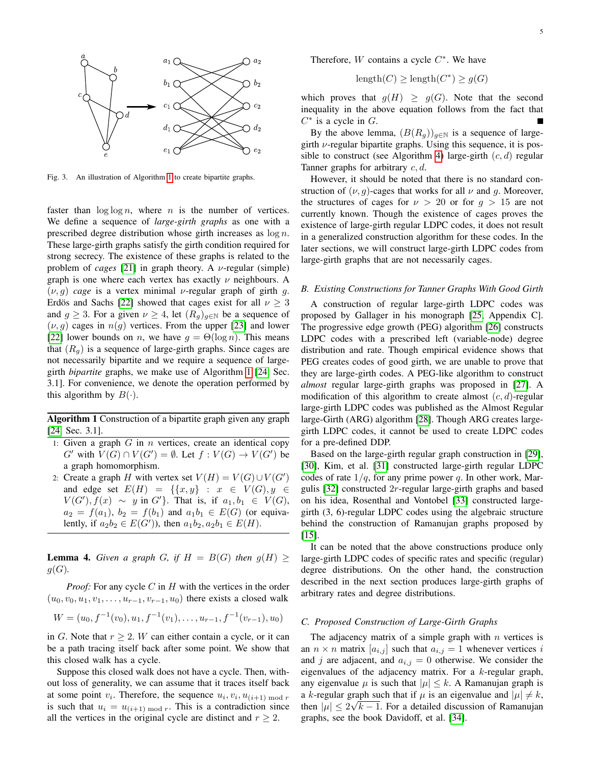Fig. 3. An illustration of Algorithm 1 to create bipartite graphs.

faster than $\log \log n$, where $n$ is the number of vertices. We define a sequence of *large-girth graphs* as one with a prescribed degree distribution whose girth increases as $\log n$. These large-girth graphs satisfy the girth condition required for strong secrecy. The existence of these graphs is related to the problem of *cages* [21] in graph theory. A $\nu$-regular (simple) graph is one where each vertex has exactly $\nu$ neighbours. A $(\nu, g)$ *cage* is a vertex minimal $\nu$-regular graph of girth $g$. Erdös and Sachs [22] showed that cages exist for all $\nu \geq 3$ and $g \geq 3$. For a given $\nu \geq 4$, let $(R_g)_{g \in \mathbb{N}}$ be a sequence of $(\nu, g)$ cages in $n(g)$ vertices. From the upper [23] and lower [22] lower bounds on $n$, we have $g = \Theta(\log n)$. This means that $(R_g)$ is a sequence of large-girth graphs. Since cages are not necessarily bipartite and we require a sequence of large-girth *bipartite* graphs, we make use of Algorithm 1 [24, Sec. 3.1]. For convenience, we denote the operation performed by this algorithm by $B(\cdot)$.

**Algorithm 1** Construction of a bipartite graph given any graph [24, Sec. 3.1].

1: Given a graph $G$ in $n$ vertices, create an identical copy $G'$ with $V(G) \cap V(G') = \emptyset$. Let $f : V(G) \to V(G')$ be a graph homomorphism.

2: Create a graph $H$ with vertex set $V(H) = V(G) \cup V(G')$ and edge set $E(H) = \{\{x, y\} : x \in V(G), y \in V(G'), f(x) \sim y \text{ in } G'\}$. That is, if $a_1, b_1 \in V(G)$, $a_2 = f(a_1)$, $b_2 = f(b_1)$ and $a_1 b_1 \in E(G)$ (or equivalently, if $a_2 b_2 \in E(G')$), then $a_1 b_2, a_2 b_1 \in E(H)$.

**Lemma 4.** *Given a graph $G$, if $H = B(G)$ then $g(H) \geq g(G)$.*

*Proof:* For any cycle $C$ in $H$ with the vertices in the order $(u_0, v_0, u_1, v_1, \ldots, u_{r-1}, v_{r-1}, u_0)$ there exists a closed walk

$$W = (u_0, f^{-1}(v_0), u_1, f^{-1}(v_1), \ldots, u_{r-1}, f^{-1}(v_{r-1}), u_0)$$

in $G$. Note that $r \geq 2$. $W$ can either contain a cycle, or it can be a path tracing itself back after some point. We show that this closed walk has a cycle.

Suppose this closed walk does not have a cycle. Then, without loss of generality, we can assume that it traces itself back at some point $v_i$. Therefore, the sequence $u_i, v_i, u_{(i+1) \bmod r}$ is such that $u_i = u_{(i+1) \bmod r}$. This is a contradiction since all the vertices in the original cycle are distinct and $r \geq 2$.

Therefore, $W$ contains a cycle $C^*$. We have

$$\text{length}(C) \geq \text{length}(C^*) \geq g(G)$$

which proves that $g(H) \geq g(G)$. Note that the second inequality in the above equation follows from the fact that $C^*$ is a cycle in $G$. ∎

By the above lemma, $(B(R_g))_{g \in \mathbb{N}}$ is a sequence of large-girth $\nu$-regular bipartite graphs. Using this sequence, it is possible to construct (see Algorithm 4) large-girth $(c, d)$ regular Tanner graphs for arbitrary $c, d$.

However, it should be noted that there is no standard construction of $(\nu, g)$-cages that works for all $\nu$ and $g$. Moreover, the structures of cages for $\nu > 20$ or for $g > 15$ are not currently known. Though the existence of cages proves the existence of large-girth regular LDPC codes, it does not result in a generalized construction algorithm for these codes. In the later sections, we will construct large-girth LDPC codes from large-girth graphs that are not necessarily cages.

### B. Existing Constructions for Tanner Graphs With Good Girth

A construction of regular large-girth LDPC codes was proposed by Gallager in his monograph [25, Appendix C]. The progressive edge growth (PEG) algorithm [26] constructs LDPC codes with a prescribed left (variable-node) degree distribution and rate. Though empirical evidence shows that PEG creates codes of good girth, we are unable to prove that they are large-girth codes. A PEG-like algorithm to construct *almost* regular large-girth graphs was proposed in [27]. A modification of this algorithm to create almost $(c, d)$-regular large-girth LDPC codes was published as the Almost Regular large-Girth (ARG) algorithm [28]. Though ARG creates large-girth LDPC codes, it cannot be used to create LDPC codes for a pre-defined DDP.

Based on the large-girth regular graph construction in [29], [30], Kim, et al. [31] constructed large-girth regular LDPC codes of rate $1/q$, for any prime power $q$. In other work, Margulis [32] constructed $2r$-regular large-girth graphs and based on his idea, Rosenthal and Vontobel [33] constructed large-girth (3, 6)-regular LDPC codes using the algebraic structure behind the construction of Ramanujan graphs proposed by [15].

It can be noted that the above constructions produce only large-girth LDPC codes of specific rates and specific (regular) degree distributions. On the other hand, the construction described in the next section produces large-girth graphs of arbitrary rates and degree distributions.

### C. Proposed Construction of Large-Girth Graphs

The adjacency matrix of a simple graph with $n$ vertices is an $n \times n$ matrix $[a_{i,j}]$ such that $a_{i,j} = 1$ whenever vertices $i$ and $j$ are adjacent, and $a_{i,j} = 0$ otherwise. We consider the eigenvalues of the adjacency matrix. For a $k$-regular graph, any eigenvalue $\mu$ is such that $|\mu| \leq k$. A Ramanujan graph is a $k$-regular graph such that if $\mu$ is an eigenvalue and $|\mu| \neq k$, then $|\mu| \leq 2\sqrt{k-1}$. For a detailed discussion of Ramanujan graphs, see the book Davidoff, et al. [34].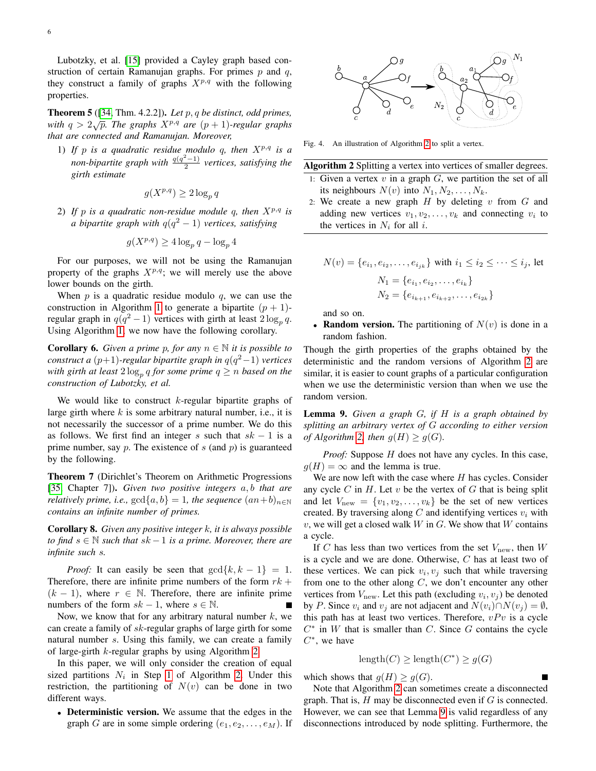Lubotzky, et al. [15] provided a Cayley graph based construction of certain Ramanujan graphs. For primes $p$ and $q$, they construct a family of graphs $X^{p,q}$ with the following properties.

**Theorem 5** ([34, Thm. 4.2.2]). *Let $p, q$ be distinct, odd primes, with $q > 2\sqrt{p}$. The graphs $X^{p,q}$ are $(p+1)$-regular graphs that are connected and Ramanujan. Moreover,*

1) *If $p$ is a quadratic residue modulo $q$, then $X^{p,q}$ is a non-bipartite graph with $\frac{q(q^2-1)}{2}$ vertices, satisfying the girth estimate*
$$g(X^{p,q}) \geq 2 \log_p q$$
2) *If $p$ is a quadratic non-residue module $q$, then $X^{p,q}$ is a bipartite graph with $q(q^2-1)$ vertices, satisfying*
$$g(X^{p,q}) \geq 4 \log_p q - \log_p 4$$

For our purposes, we will not be using the Ramanujan property of the graphs $X^{p,q}$; we will merely use the above lower bounds on the girth.

When $p$ is a quadratic residue modulo $q$, we can use the construction in Algorithm 1 to generate a bipartite $(p+1)$-regular graph in $q(q^2-1)$ vertices with girth at least $2\log_p q$. Using Algorithm 1, we now have the following corollary.

**Corollary 6.** *Given a prime $p$, for any $n \in \mathbb{N}$ it is possible to construct a $(p+1)$-regular bipartite graph in $q(q^2-1)$ vertices with girth at least $2\log_p q$ for some prime $q \geq n$ based on the construction of Lubotzky, et al.*

We would like to construct $k$-regular bipartite graphs of large girth where $k$ is some arbitrary natural number, i.e., it is not necessarily the successor of a prime number. We do this as follows. We first find an integer $s$ such that $sk-1$ is a prime number, say $p$. The existence of $s$ (and $p$) is guaranteed by the following.

**Theorem 7** (Dirichlet's Theorem on Arithmetic Progressions [35, Chapter 7]). *Given two positive integers $a, b$ that are relatively prime, i.e., $\gcd\{a,b\} = 1$, the sequence $(an+b)_{n\in\mathbb{N}}$ contains an infinite number of primes.*

**Corollary 8.** *Given any positive integer $k$, it is always possible to find $s \in \mathbb{N}$ such that $sk-1$ is a prime. Moreover, there are infinite such $s$.*

*Proof:* It can easily be seen that $\gcd\{k, k-1\} = 1$. Therefore, there are infinite prime numbers of the form $rk + (k-1)$, where $r \in \mathbb{N}$. Therefore, there are infinite prime numbers of the form $sk-1$, where $s \in \mathbb{N}$. ∎

Now, we know that for any arbitrary natural number $k$, we can create a family of $sk$-regular graphs of large girth for some natural number $s$. Using this family, we can create a family of large-girth $k$-regular graphs by using Algorithm 2.

In this paper, we will only consider the creation of equal sized partitions $N_i$ in Step 1 of Algorithm 2. Under this restriction, the partitioning of $N(v)$ can be done in two different ways.

- **Deterministic version.** We assume that the edges in the graph $G$ are in some simple ordering $(e_1, e_2, \ldots, e_M)$. If $N(v) = \{e_{i_1}, e_{i_2}, \ldots, e_{i_{jk}}\}$ with $i_1 \leq i_2 \leq \cdots \leq i_j$, let
$$N_1 = \{e_{i_1}, e_{i_2}, \ldots, e_{i_k}\}$$
$$N_2 = \{e_{i_{k+1}}, e_{i_{k+2}}, \ldots, e_{i_{2k}}\}$$
and so on.
- **Random version.** The partitioning of $N(v)$ is done in a random fashion.

Fig. 4. An illustration of Algorithm 2 to split a vertex.

**Algorithm 2** Splitting a vertex into vertices of smaller degrees.

1: Given a vertex $v$ in a graph $G$, we partition the set of all its neighbours $N(v)$ into $N_1, N_2, \ldots, N_k$.
2: We create a new graph $H$ by deleting $v$ from $G$ and adding new vertices $v_1, v_2, \ldots, v_k$ and connecting $v_i$ to the vertices in $N_i$ for all $i$.

Though the girth properties of the graphs obtained by the deterministic and the random versions of Algorithm 2 are similar, it is easier to count graphs of a particular configuration when we use the deterministic version than when we use the random version.

**Lemma 9.** *Given a graph $G$, if $H$ is a graph obtained by splitting an arbitrary vertex of $G$ according to either version of Algorithm 2, then $g(H) \geq g(G)$.*

*Proof:* Suppose $H$ does not have any cycles. In this case, $g(H) = \infty$ and the lemma is true.

We are now left with the case where $H$ has cycles. Consider any cycle $C$ in $H$. Let $v$ be the vertex of $G$ that is being split and let $V_{\text{new}} = \{v_1, v_2, \ldots, v_k\}$ be the set of new vertices created. By traversing along $C$ and identifying vertices $v_i$ with $v$, we will get a closed walk $W$ in $G$. We show that $W$ contains a cycle.

If $C$ has less than two vertices from the set $V_{\text{new}}$, then $W$ is a cycle and we are done. Otherwise, $C$ has at least two of these vertices. We can pick $v_i, v_j$ such that while traversing from one to the other along $C$, we don't encounter any other vertices from $V_{\text{new}}$. Let this path (excluding $v_i, v_j$) be denoted by $P$. Since $v_i$ and $v_j$ are not adjacent and $N(v_i) \cap N(v_j) = \emptyset$, this path has at least two vertices. Therefore, $vPv$ is a cycle $C^*$ in $W$ that is smaller than $C$. Since $G$ contains the cycle $C^*$, we have
$$\text{length}(C) \geq \text{length}(C^*) \geq g(G)$$
which shows that $g(H) \geq g(G)$. ∎

Note that Algorithm 2 can sometimes create a disconnected graph. That is, $H$ may be disconnected even if $G$ is connected. However, we can see that Lemma 9 is valid regardless of any disconnections introduced by node splitting. Furthermore, the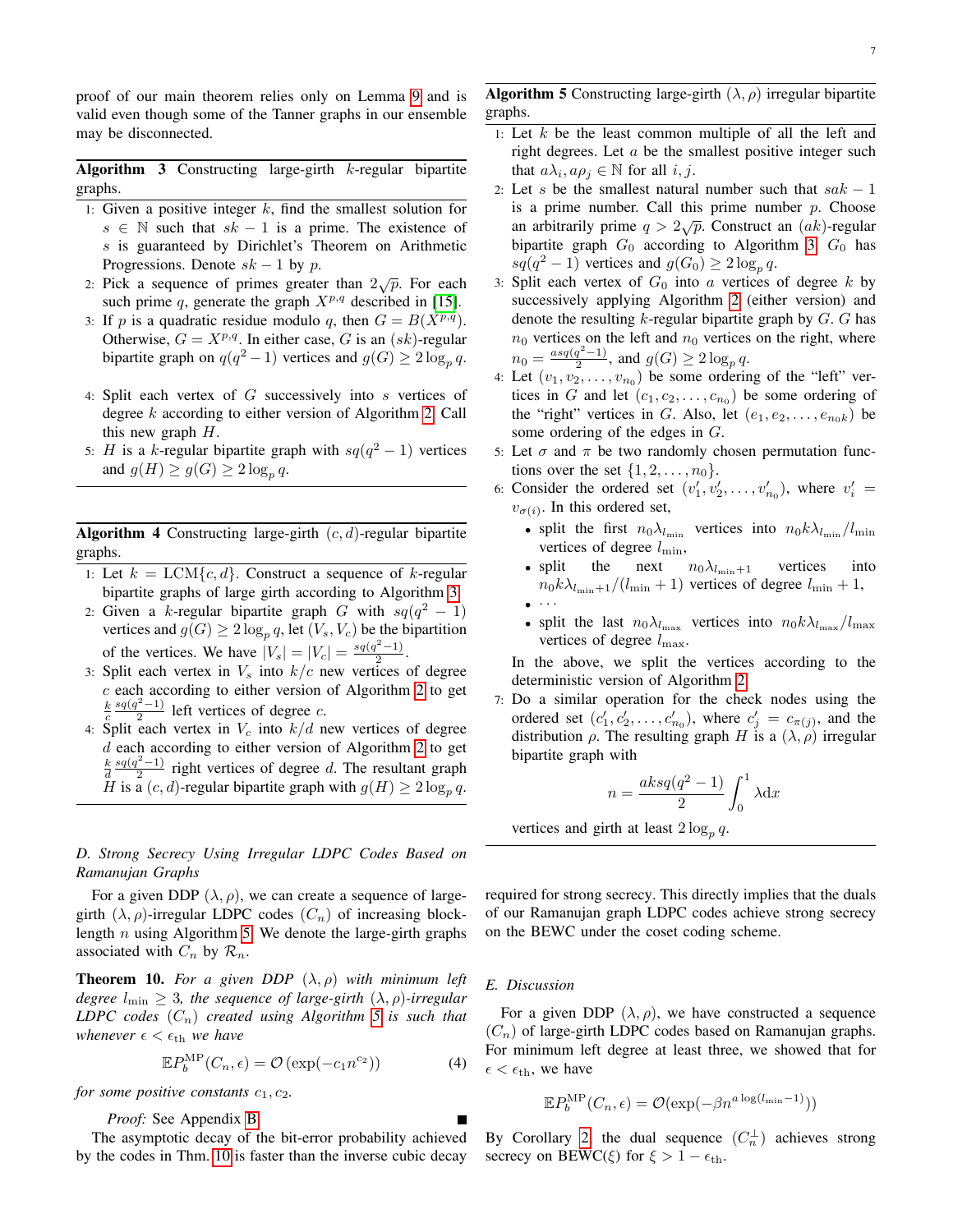proof of our main theorem relies only on Lemma 9 and is valid even though some of the Tanner graphs in our ensemble may be disconnected.

**Algorithm 3** Constructing large-girth $k$-regular bipartite graphs.

1. Given a positive integer $k$, find the smallest solution for $s \in \mathbb{N}$ such that $sk - 1$ is a prime. The existence of $s$ is guaranteed by Dirichlet's Theorem on Arithmetic Progressions. Denote $sk - 1$ by $p$.
2. Pick a sequence of primes greater than $2\sqrt{p}$. For each such prime $q$, generate the graph $X^{p,q}$ described in [15].
3. If $p$ is a quadratic residue modulo $q$, then $G = B(X^{p,q})$. Otherwise, $G = X^{p,q}$. In either case, $G$ is an $(sk)$-regular bipartite graph on $q(q^2-1)$ vertices and $g(G) \geq 2\log_p q$.
4. Split each vertex of $G$ successively into $s$ vertices of degree $k$ according to either version of Algorithm 2. Call this new graph $H$.
5. $H$ is a $k$-regular bipartite graph with $sq(q^2-1)$ vertices and $g(H) \geq g(G) \geq 2\log_p q$.

**Algorithm 4** Constructing large-girth $(c, d)$-regular bipartite graphs.

1. Let $k = \text{LCM}\{c, d\}$. Construct a sequence of $k$-regular bipartite graphs of large girth according to Algorithm 3.
2. Given a $k$-regular bipartite graph $G$ with $sq(q^2-1)$ vertices and $g(G) \geq 2\log_p q$, let $(V_s, V_c)$ be the bipartition of the vertices. We have $|V_s| = |V_c| = \frac{sq(q^2-1)}{2}$.
3. Split each vertex in $V_s$ into $k/c$ new vertices of degree $c$ each according to either version of Algorithm 2 to get $\frac{k}{c}\frac{sq(q^2-1)}{2}$ left vertices of degree $c$.
4. Split each vertex in $V_c$ into $k/d$ new vertices of degree $d$ each according to either version of Algorithm 2 to get $\frac{k}{d}\frac{sq(q^2-1)}{2}$ right vertices of degree $d$. The resultant graph $H$ is a $(c, d)$-regular bipartite graph with $g(H) \geq 2\log_p q$.

### D. Strong Secrecy Using Irregular LDPC Codes Based on Ramanujan Graphs

For a given DDP $(\lambda, \rho)$, we can create a sequence of large-girth $(\lambda, \rho)$-irregular LDPC codes $(C_n)$ of increasing blocklength $n$ using Algorithm 5. We denote the large-girth graphs associated with $C_n$ by $\mathcal{R}_n$.

**Theorem 10.** *For a given DDP $(\lambda, \rho)$ with minimum left degree $l_{\min} \geq 3$, the sequence of large-girth $(\lambda, \rho)$-irregular LDPC codes $(C_n)$ created using Algorithm 5 is such that whenever $\epsilon < \epsilon_{\text{th}}$ we have*

$$\mathbb{E}P_b^{\text{MP}}(C_n, \epsilon) = \mathcal{O}\left(\exp(-c_1 n^{c_2})\right) \tag{4}$$

*for some positive constants $c_1, c_2$.*

*Proof:* See Appendix B. ∎

The asymptotic decay of the bit-error probability achieved by the codes in Thm. 10 is faster than the inverse cubic decay required for strong secrecy. This directly implies that the duals of our Ramanujan graph LDPC codes achieve strong secrecy on the BEWC under the coset coding scheme.

**Algorithm 5** Constructing large-girth $(\lambda, \rho)$ irregular bipartite graphs.

1. Let $k$ be the least common multiple of all the left and right degrees. Let $a$ be the smallest positive integer such that $a\lambda_i, a\rho_j \in \mathbb{N}$ for all $i, j$.
2. Let $s$ be the smallest natural number such that $sak - 1$ is a prime number. Call this prime number $p$. Choose an arbitrarily prime $q > 2\sqrt{p}$. Construct an $(ak)$-regular bipartite graph $G_0$ according to Algorithm 3. $G_0$ has $sq(q^2-1)$ vertices and $g(G_0) \geq 2\log_p q$.
3. Split each vertex of $G_0$ into $a$ vertices of degree $k$ by successively applying Algorithm 2 (either version) and denote the resulting $k$-regular bipartite graph by $G$. $G$ has $n_0$ vertices on the left and $n_0$ vertices on the right, where $n_0 = \frac{asq(q^2-1)}{2}$, and $g(G) \geq 2\log_p q$.
4. Let $(v_1, v_2, \ldots, v_{n_0})$ be some ordering of the "left" vertices in $G$ and let $(c_1, c_2, \ldots, c_{n_0})$ be some ordering of the "right" vertices in $G$. Also, let $(e_1, e_2, \ldots, e_{n_0k})$ be some ordering of the edges in $G$.
5. Let $\sigma$ and $\pi$ be two randomly chosen permutation functions over the set $\{1, 2, \ldots, n_0\}$.
6. Consider the ordered set $(v_1', v_2', \ldots, v_{n_0}')$, where $v_i' = v_{\sigma(i)}$. In this ordered set,
   - split the first $n_0\lambda_{l_{\min}}$ vertices into $n_0k\lambda_{l_{\min}}/l_{\min}$ vertices of degree $l_{\min}$,
   - split the next $n_0\lambda_{l_{\min}+1}$ vertices into $n_0k\lambda_{l_{\min}+1}/(l_{\min}+1)$ vertices of degree $l_{\min}+1$,
   - $\cdots$
   - split the last $n_0\lambda_{l_{\max}}$ vertices into $n_0k\lambda_{l_{\max}}/l_{\max}$ vertices of degree $l_{\max}$.

   In the above, we split the vertices according to the deterministic version of Algorithm 2.
7. Do a similar operation for the check nodes using the ordered set $(c_1', c_2', \ldots, c_{n_0}')$, where $c_j' = c_{\pi(j)}$, and the distribution $\rho$. The resulting graph $H$ is a $(\lambda, \rho)$ irregular bipartite graph with
   $$n = \frac{aksq(q^2-1)}{2}\int_0^1 \lambda \mathrm{d}x$$
   vertices and girth at least $2\log_p q$.

### E. Discussion

For a given DDP $(\lambda, \rho)$, we have constructed a sequence $(C_n)$ of large-girth LDPC codes based on Ramanujan graphs. For minimum left degree at least three, we showed that for $\epsilon < \epsilon_{\text{th}}$, we have

$$\mathbb{E}P_b^{\text{MP}}(C_n, \epsilon) = \mathcal{O}(\exp(-\beta n^{a\log(l_{\min}-1)}))$$

By Corollary 2, the dual sequence $(C_n^{\perp})$ achieves strong secrecy on BEWC($\xi$) for $\xi > 1 - \epsilon_{\text{th}}$.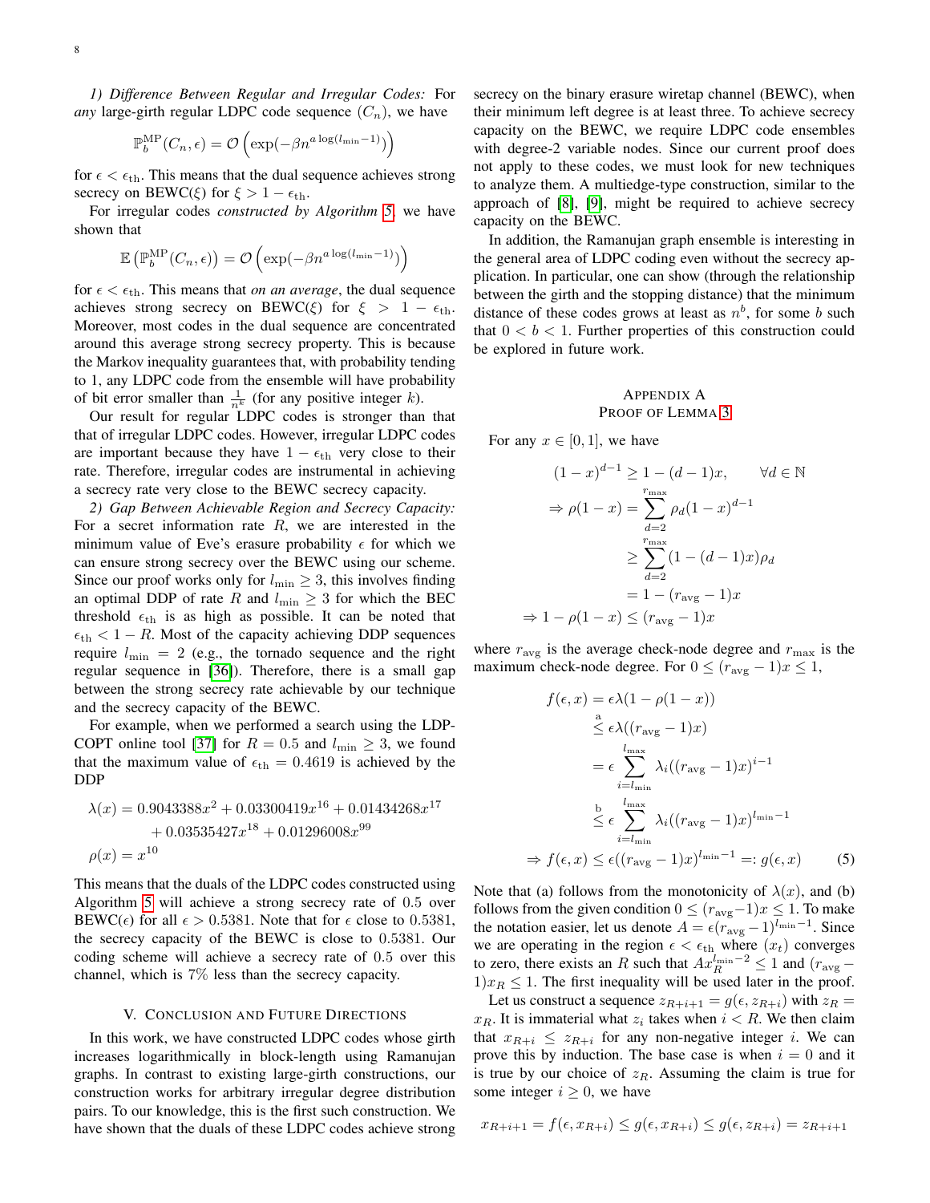*1) Difference Between Regular and Irregular Codes:* For *any* large-girth regular LDPC code sequence $(C_n)$, we have

$$\mathbb{P}_b^{\mathrm{MP}}(C_n, \epsilon) = \mathcal{O}\left(\exp(-\beta n^{a \log(l_{\min}-1)})\right)$$

for $\epsilon < \epsilon_{\mathrm{th}}$. This means that the dual sequence achieves strong secrecy on BEWC($\xi$) for $\xi > 1 - \epsilon_{\mathrm{th}}$.

For irregular codes *constructed by Algorithm 5*, we have shown that

$$\mathbb{E}\left(\mathbb{P}_b^{\mathrm{MP}}(C_n, \epsilon)\right) = \mathcal{O}\left(\exp(-\beta n^{a \log(l_{\min}-1)})\right)$$

for $\epsilon < \epsilon_{\mathrm{th}}$. This means that *on an average*, the dual sequence achieves strong secrecy on BEWC($\xi$) for $\xi > 1 - \epsilon_{\mathrm{th}}$. Moreover, most codes in the dual sequence are concentrated around this average strong secrecy property. This is because the Markov inequality guarantees that, with probability tending to 1, any LDPC code from the ensemble will have probability of bit error smaller than $\frac{1}{n^k}$ (for any positive integer $k$).

Our result for regular LDPC codes is stronger than that that of irregular LDPC codes. However, irregular LDPC codes are important because they have $1 - \epsilon_{\mathrm{th}}$ very close to their rate. Therefore, irregular codes are instrumental in achieving a secrecy rate very close to the BEWC secrecy capacity.

*2) Gap Between Achievable Region and Secrecy Capacity:* For a secret information rate $R$, we are interested in the minimum value of Eve's erasure probability $\epsilon$ for which we can ensure strong secrecy over the BEWC using our scheme. Since our proof works only for $l_{\min} \geq 3$, this involves finding an optimal DDP of rate $R$ and $l_{\min} \geq 3$ for which the BEC threshold $\epsilon_{\mathrm{th}}$ is as high as possible. It can be noted that $\epsilon_{\mathrm{th}} < 1 - R$. Most of the capacity achieving DDP sequences require $l_{\min} = 2$ (e.g., the tornado sequence and the right regular sequence in [36]). Therefore, there is a small gap between the strong secrecy rate achievable by our technique and the secrecy capacity of the BEWC.

For example, when we performed a search using the LDPCOPT online tool [37] for $R = 0.5$ and $l_{\min} \geq 3$, we found that the maximum value of $\epsilon_{\mathrm{th}} = 0.4619$ is achieved by the DDP

$$\begin{aligned}
\lambda(x) &= 0.9043388x^2 + 0.03300419x^{16} + 0.01434268x^{17} \\
&\quad + 0.03535427x^{18} + 0.01296008x^{99} \\
\rho(x) &= x^{10}
\end{aligned}$$

This means that the duals of the LDPC codes constructed using Algorithm 5 will achieve a strong secrecy rate of 0.5 over BEWC($\epsilon$) for all $\epsilon > 0.5381$. Note that for $\epsilon$ close to 0.5381, the secrecy capacity of the BEWC is close to 0.5381. Our coding scheme will achieve a secrecy rate of 0.5 over this channel, which is 7% less than the secrecy capacity.

## V. Conclusion and Future Directions

In this work, we have constructed LDPC codes whose girth increases logarithmically in block-length using Ramanujan graphs. In contrast to existing large-girth constructions, our construction works for arbitrary irregular degree distribution pairs. To our knowledge, this is the first such construction. We have shown that the duals of these LDPC codes achieve strong secrecy on the binary erasure wiretap channel (BEWC), when their minimum left degree is at least three. To achieve secrecy capacity on the BEWC, we require LDPC code ensembles with degree-2 variable nodes. Since our current proof does not apply to these codes, we must look for new techniques to analyze them. A multiedge-type construction, similar to the approach of [8], [9], might be required to achieve secrecy capacity on the BEWC.

In addition, the Ramanujan graph ensemble is interesting in the general area of LDPC coding even without the secrecy application. In particular, one can show (through the relationship between the girth and the stopping distance) that the minimum distance of these codes grows at least as $n^b$, for some $b$ such that $0 < b < 1$. Further properties of this construction could be explored in future work.

## Appendix A
## Proof of Lemma 3

For any $x \in [0, 1]$, we have

$$\begin{aligned}
(1-x)^{d-1} &\geq 1 - (d-1)x, \qquad \forall d \in \mathbb{N} \\
\Rightarrow \rho(1-x) &= \sum_{d=2}^{r_{\max}} \rho_d (1-x)^{d-1} \\
&\geq \sum_{d=2}^{r_{\max}} (1 - (d-1)x)\rho_d \\
&= 1 - (r_{\mathrm{avg}} - 1)x \\
\Rightarrow 1 - \rho(1-x) &\leq (r_{\mathrm{avg}} - 1)x
\end{aligned}$$

where $r_{\mathrm{avg}}$ is the average check-node degree and $r_{\max}$ is the maximum check-node degree. For $0 \leq (r_{\mathrm{avg}} - 1)x \leq 1$,

$$\begin{aligned}
f(\epsilon, x) &= \epsilon\lambda(1 - \rho(1-x)) \\
&\overset{\text{a}}{\leq} \epsilon\lambda((r_{\mathrm{avg}} - 1)x) \\
&= \epsilon \sum_{i=l_{\min}}^{l_{\max}} \lambda_i ((r_{\mathrm{avg}} - 1)x)^{i-1} \\
&\overset{\text{b}}{\leq} \epsilon \sum_{i=l_{\min}}^{l_{\max}} \lambda_i ((r_{\mathrm{avg}} - 1)x)^{l_{\min}-1} \\
\Rightarrow f(\epsilon, x) &\leq \epsilon((r_{\mathrm{avg}} - 1)x)^{l_{\min}-1} =: g(\epsilon, x) \qquad (5)
\end{aligned}$$

Note that (a) follows from the monotonicity of $\lambda(x)$, and (b) follows from the given condition $0 \leq (r_{\mathrm{avg}} - 1)x \leq 1$. To make the notation easier, let us denote $A = \epsilon(r_{\mathrm{avg}} - 1)^{l_{\min}-1}$. Since we are operating in the region $\epsilon < \epsilon_{\mathrm{th}}$ where $(x_t)$ converges to zero, there exists an $R$ such that $Ax_R^{l_{\min}-2} \leq 1$ and $(r_{\mathrm{avg}} - 1)x_R \leq 1$. The first inequality will be used later in the proof.

Let us construct a sequence $z_{R+i+1} = g(\epsilon, z_{R+i})$ with $z_R = x_R$. It is immaterial what $z_i$ takes when $i < R$. We then claim that $x_{R+i} \leq z_{R+i}$ for any non-negative integer $i$. We can prove this by induction. The base case is when $i = 0$ and it is true by our choice of $z_R$. Assuming the claim is true for some integer $i \geq 0$, we have

$$x_{R+i+1} = f(\epsilon, x_{R+i}) \leq g(\epsilon, x_{R+i}) \leq g(\epsilon, z_{R+i}) = z_{R+i+1}$$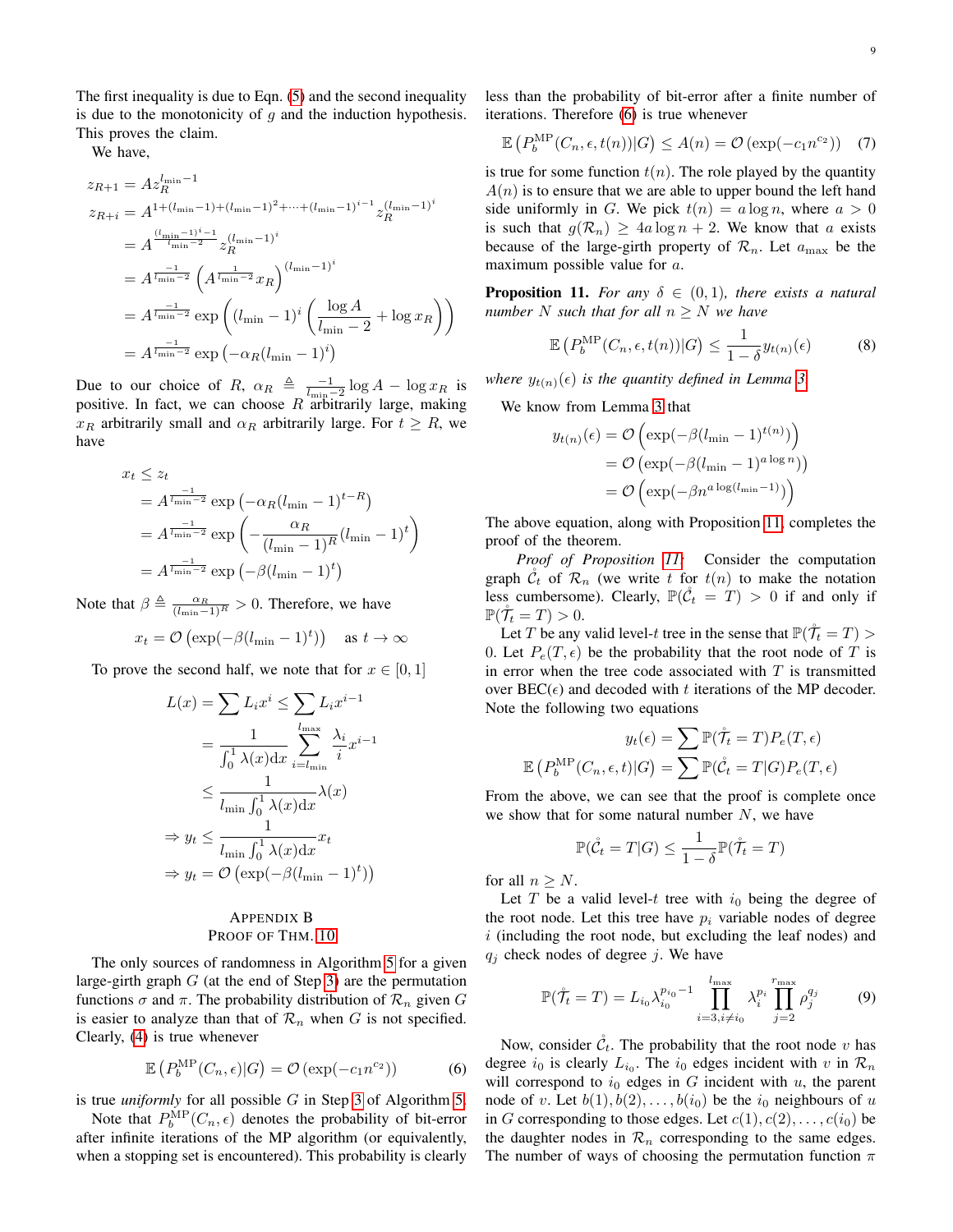The first inequality is due to Eqn. (5) and the second inequality is due to the monotonicity of $g$ and the induction hypothesis. This proves the claim.

We have,

$$
\begin{aligned}
z_{R+1} &= A z_R^{l_{\min}-1} \\
z_{R+i} &= A^{1+(l_{\min}-1)+(l_{\min}-1)^2+\cdots+(l_{\min}-1)^{i-1}} z_R^{(l_{\min}-1)^i} \\
&= A^{\frac{(l_{\min}-1)^i-1}{l_{\min}-2}} z_R^{(l_{\min}-1)^i} \\
&= A^{\frac{-1}{l_{\min}-2}} \left( A^{\frac{1}{l_{\min}-2}} x_R \right)^{(l_{\min}-1)^i} \\
&= A^{\frac{-1}{l_{\min}-2}} \exp\left( (l_{\min}-1)^i \left( \frac{\log A}{l_{\min}-2} + \log x_R \right) \right) \\
&= A^{\frac{-1}{l_{\min}-2}} \exp\left( -\alpha_R (l_{\min}-1)^i \right)
\end{aligned}
$$

Due to our choice of $R$, $\alpha_R \triangleq \frac{-1}{l_{\min}-2} \log A - \log x_R$ is positive. In fact, we can choose $R$ arbitrarily large, making $x_R$ arbitrarily small and $\alpha_R$ arbitrarily large. For $t \geq R$, we have

$$
\begin{aligned}
x_t &\leq z_t \\
&= A^{\frac{-1}{l_{\min}-2}} \exp\left( -\alpha_R (l_{\min}-1)^{t-R} \right) \\
&= A^{\frac{-1}{l_{\min}-2}} \exp\left( -\frac{\alpha_R}{(l_{\min}-1)^R} (l_{\min}-1)^t \right) \\
&= A^{\frac{-1}{l_{\min}-2}} \exp\left( -\beta (l_{\min}-1)^t \right)
\end{aligned}
$$

Note that $\beta \triangleq \frac{\alpha_R}{(l_{\min}-1)^R} > 0$. Therefore, we have

$$
x_t = \mathcal{O}\left( \exp(-\beta (l_{\min}-1)^t) \right) \quad \text{as } t \to \infty
$$

To prove the second half, we note that for $x \in [0,1]$

$$
\begin{aligned}
L(x) &= \sum L_i x^i \leq \sum L_i x^{i-1} \\
&= \frac{1}{\int_0^1 \lambda(x) \mathrm{d}x} \sum_{i=l_{\min}}^{l_{\max}} \frac{\lambda_i}{i} x^{i-1} \\
&\leq \frac{1}{l_{\min} \int_0^1 \lambda(x) \mathrm{d}x} \lambda(x) \\
\Rightarrow y_t &\leq \frac{1}{l_{\min} \int_0^1 \lambda(x) \mathrm{d}x} x_t \\
\Rightarrow y_t &= \mathcal{O}\left( \exp(-\beta (l_{\min}-1)^t) \right)
\end{aligned}
$$

## Appendix B
## Proof of Thm. 10

The only sources of randomness in Algorithm 5 for a given large-girth graph $G$ (at the end of Step 3) are the permutation functions $\sigma$ and $\pi$. The probability distribution of $\mathcal{R}_n$ given $G$ is easier to analyze than that of $\mathcal{R}_n$ when $G$ is not specified. Clearly, (4) is true whenever

$$
\mathbb{E}\left( P_b^{\text{MP}}(C_n, \epsilon) | G \right) = \mathcal{O}\left( \exp(-c_1 n^{c_2}) \right) \tag{6}
$$

is true *uniformly* for all possible $G$ in Step 3 of Algorithm 5.

Note that $P_b^{\text{MP}}(C_n, \epsilon)$ denotes the probability of bit-error after infinite iterations of the MP algorithm (or equivalently, when a stopping set is encountered). This probability is clearly less than the probability of bit-error after a finite number of iterations. Therefore (6) is true whenever

$$
\mathbb{E}\left( P_b^{\text{MP}}(C_n, \epsilon, t(n)) | G \right) \leq A(n) = \mathcal{O}\left( \exp(-c_1 n^{c_2}) \right) \tag{7}
$$

is true for some function $t(n)$. The role played by the quantity $A(n)$ is to ensure that we are able to upper bound the left hand side uniformly in $G$. We pick $t(n) = a \log n$, where $a > 0$ is such that $g(\mathcal{R}_n) \geq 4a \log n + 2$. We know that $a$ exists because of the large-girth property of $\mathcal{R}_n$. Let $a_{\max}$ be the maximum possible value for $a$.

**Proposition 11.** *For any $\delta \in (0,1)$, there exists a natural number $N$ such that for all $n \geq N$ we have*

$$
\mathbb{E}\left( P_b^{\text{MP}}(C_n, \epsilon, t(n)) | G \right) \leq \frac{1}{1-\delta} y_{t(n)}(\epsilon) \tag{8}
$$

*where $y_{t(n)}(\epsilon)$ is the quantity defined in Lemma 3.*

We know from Lemma 3 that

$$
\begin{aligned}
y_{t(n)}(\epsilon) &= \mathcal{O}\left( \exp(-\beta (l_{\min}-1)^{t(n)}) \right) \\
&= \mathcal{O}\left( \exp(-\beta (l_{\min}-1)^{a \log n}) \right) \\
&= \mathcal{O}\left( \exp(-\beta n^{a \log(l_{\min}-1)}) \right)
\end{aligned}
$$

The above equation, along with Proposition 11, completes the proof of the theorem.

*Proof of Proposition 11:* Consider the computation graph $\mathring{\mathcal{C}}_t$ of $\mathcal{R}_n$ (we write $t$ for $t(n)$ to make the notation less cumbersome). Clearly, $\mathbb{P}(\mathring{\mathcal{C}}_t = T) > 0$ if and only if $\mathbb{P}(\mathring{\mathcal{T}}_t = T) > 0$.

Let $T$ be any valid level-$t$ tree in the sense that $\mathbb{P}(\mathring{\mathcal{T}}_t = T) > 0$. Let $P_e(T, \epsilon)$ be the probability that the root node of $T$ is in error when the tree code associated with $T$ is transmitted over BEC($\epsilon$) and decoded with $t$ iterations of the MP decoder. Note the following two equations

$$
\begin{aligned}
y_t(\epsilon) &= \sum \mathbb{P}(\mathring{\mathcal{T}}_t = T) P_e(T, \epsilon) \\
\mathbb{E}\left( P_b^{\text{MP}}(C_n, \epsilon, t) | G \right) &= \sum \mathbb{P}(\mathring{\mathcal{C}}_t = T | G) P_e(T, \epsilon)
\end{aligned}
$$

From the above, we can see that the proof is complete once we show that for some natural number $N$, we have

$$
\mathbb{P}(\mathring{\mathcal{C}}_t = T | G) \leq \frac{1}{1-\delta} \mathbb{P}(\mathring{\mathcal{T}}_t = T)
$$

for all $n \geq N$.

Let $T$ be a valid level-$t$ tree with $i_0$ being the degree of the root node. Let this tree have $p_i$ variable nodes of degree $i$ (including the root node, but excluding the leaf nodes) and $q_j$ check nodes of degree $j$. We have

$$
\mathbb{P}(\mathring{\mathcal{T}}_t = T) = L_{i_0} \lambda_{i_0}^{p_{i_0}-1} \prod_{i=3, i \neq i_0}^{l_{\max}} \lambda_i^{p_i} \prod_{j=2}^{r_{\max}} \rho_j^{q_j} \tag{9}
$$

Now, consider $\mathring{\mathcal{C}}_t$. The probability that the root node $v$ has degree $i_0$ is clearly $L_{i_0}$. The $i_0$ edges incident with $v$ in $\mathcal{R}_n$ will correspond to $i_0$ edges in $G$ incident with $u$, the parent node of $v$. Let $b(1), b(2), \ldots, b(i_0)$ be the $i_0$ neighbours of $u$ in $G$ corresponding to those edges. Let $c(1), c(2), \ldots, c(i_0)$ be the daughter nodes in $\mathcal{R}_n$ corresponding to the same edges. The number of ways of choosing the permutation function $\pi$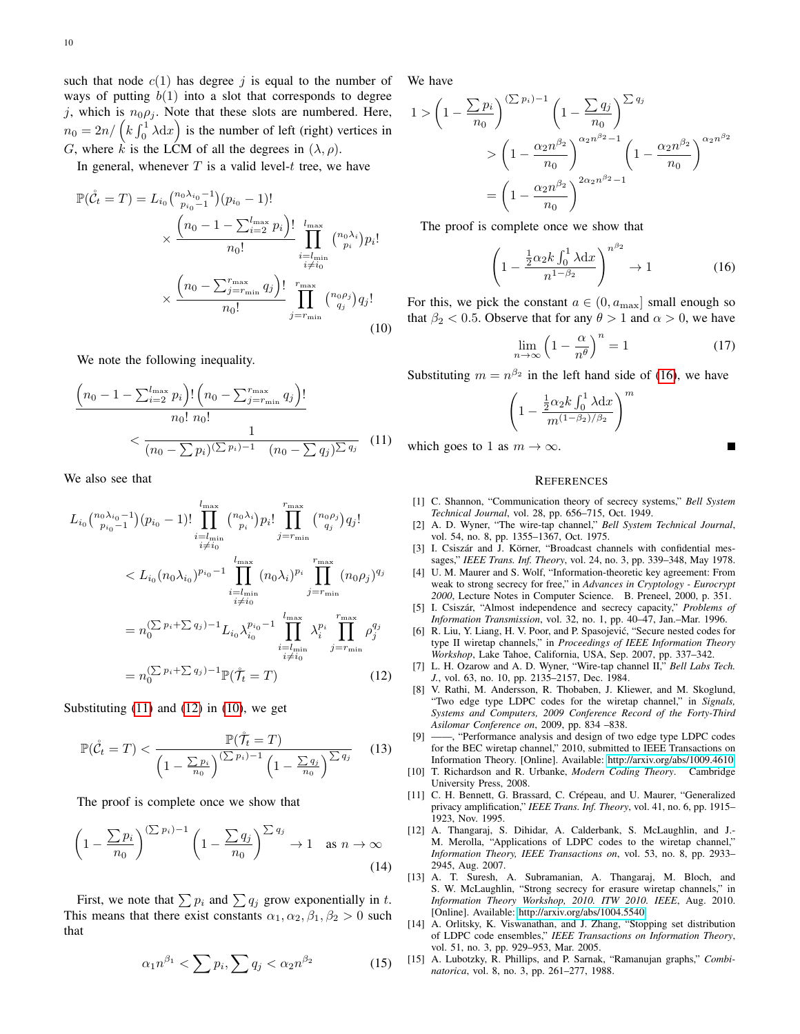such that node $c(1)$ has degree $j$ is equal to the number of ways of putting $b(1)$ into a slot that corresponds to degree $j$, which is $n_0\rho_j$. Note that these slots are numbered. Here, $n_0 = 2n/\left(k\int_0^1 \lambda \mathrm{d}x\right)$ is the number of left (right) vertices in $G$, where $k$ is the LCM of all the degrees in $(\lambda, \rho)$.

In general, whenever $T$ is a valid level-$t$ tree, we have

$$\mathbb{P}(\mathring{\mathcal{C}}_t = T) = L_{i_0}\binom{n_0\lambda_{i_0}-1}{p_{i_0}-1}(p_{i_0}-1)! \times \frac{\left(n_0 - 1 - \sum_{i=2}^{l_{\max}} p_i\right)!}{n_0!} \prod_{\substack{i=l_{\min}\\ i\neq i_0}}^{l_{\max}} \binom{n_0\lambda_i}{p_i} p_i! \times \frac{\left(n_0 - \sum_{j=r_{\min}}^{r_{\max}} q_j\right)!}{n_0!} \prod_{j=r_{\min}}^{r_{\max}} \binom{n_0\rho_j}{q_j} q_j! \tag{10}$$

We note the following inequality.

$$\frac{\left(n_0 - 1 - \sum_{i=2}^{l_{\max}} p_i\right)!\left(n_0 - \sum_{j=r_{\min}}^{r_{\max}} q_j\right)!}{n_0!\ n_0!} < \frac{1}{(n_0 - \sum p_i)^{(\sum p_i)-1}\quad (n_0 - \sum q_j)^{\sum q_j}} \tag{11}$$

We also see that

$$\begin{aligned}
&L_{i_0}\binom{n_0\lambda_{i_0}-1}{p_{i_0}-1}(p_{i_0}-1)! \prod_{\substack{i=l_{\min}\\ i\neq i_0}}^{l_{\max}} \binom{n_0\lambda_i}{p_i} p_i! \prod_{j=r_{\min}}^{r_{\max}} \binom{n_0\rho_j}{q_j} q_j! \\
&< L_{i_0}(n_0\lambda_{i_0})^{p_{i_0}-1} \prod_{\substack{i=l_{\min}\\ i\neq i_0}}^{l_{\max}} (n_0\lambda_i)^{p_i} \prod_{j=r_{\min}}^{r_{\max}} (n_0\rho_j)^{q_j} \\
&= n_0^{(\sum p_i + \sum q_j)-1} L_{i_0}\lambda_{i_0}^{p_{i_0}-1} \prod_{\substack{i=l_{\min}\\ i\neq i_0}}^{l_{\max}} \lambda_i^{p_i} \prod_{j=r_{\min}}^{r_{\max}} \rho_j^{q_j} \\
&= n_0^{(\sum p_i + \sum q_j)-1}\mathbb{P}(\mathring{\mathcal{T}}_t = T)
\end{aligned} \tag{12}$$

Substituting (11) and (12) in (10), we get

$$\mathbb{P}(\mathring{\mathcal{C}}_t = T) < \frac{\mathbb{P}(\mathring{\mathcal{T}}_t = T)}{\left(1 - \frac{\sum p_i}{n_0}\right)^{(\sum p_i)-1}\left(1 - \frac{\sum q_j}{n_0}\right)^{\sum q_j}} \tag{13}$$

The proof is complete once we show that

$$\left(1 - \frac{\sum p_i}{n_0}\right)^{(\sum p_i)-1}\left(1 - \frac{\sum q_j}{n_0}\right)^{\sum q_j} \to 1 \quad \text{as } n \to \infty \tag{14}$$

First, we note that $\sum p_i$ and $\sum q_j$ grow exponentially in $t$. This means that there exist constants $\alpha_1, \alpha_2, \beta_1, \beta_2 > 0$ such that

$$\alpha_1 n^{\beta_1} < \sum p_i, \sum q_j < \alpha_2 n^{\beta_2} \tag{15}$$

We have

$$\begin{aligned}
1 &> \left(1 - \frac{\sum p_i}{n_0}\right)^{(\sum p_i)-1}\left(1 - \frac{\sum q_j}{n_0}\right)^{\sum q_j} \\
&> \left(1 - \frac{\alpha_2 n^{\beta_2}}{n_0}\right)^{\alpha_2 n^{\beta_2}-1}\left(1 - \frac{\alpha_2 n^{\beta_2}}{n_0}\right)^{\alpha_2 n^{\beta_2}} \\
&= \left(1 - \frac{\alpha_2 n^{\beta_2}}{n_0}\right)^{2\alpha_2 n^{\beta_2}-1}
\end{aligned}$$

The proof is complete once we show that

$$\left(1 - \frac{\frac{1}{2}\alpha_2 k\int_0^1 \lambda \mathrm{d}x}{n^{1-\beta_2}}\right)^{n^{\beta_2}} \to 1 \tag{16}$$

For this, we pick the constant $a \in (0, a_{\max}]$ small enough so that $\beta_2 < 0.5$. Observe that for any $\theta > 1$ and $\alpha > 0$, we have

$$\lim_{n\to\infty}\left(1 - \frac{\alpha}{n^\theta}\right)^n = 1 \tag{17}$$

Substituting $m = n^{\beta_2}$ in the left hand side of (16), we have

$$\left(1 - \frac{\frac{1}{2}\alpha_2 k\int_0^1 \lambda \mathrm{d}x}{m^{(1-\beta_2)/\beta_2}}\right)^m$$

which goes to 1 as $m \to \infty$. ∎

## References

[1] C. Shannon, "Communication theory of secrecy systems," *Bell System Technical Journal*, vol. 28, pp. 656–715, Oct. 1949.

[2] A. D. Wyner, "The wire-tap channel," *Bell System Technical Journal*, vol. 54, no. 8, pp. 1355–1367, Oct. 1975.

[3] I. Csiszár and J. Körner, "Broadcast channels with confidential messages," *IEEE Trans. Inf. Theory*, vol. 24, no. 3, pp. 339–348, May 1978.

[4] U. M. Maurer and S. Wolf, "Information-theoretic key agreement: From weak to strong secrecy for free," in *Advances in Cryptology - Eurocrypt 2000*, Lecture Notes in Computer Science. B. Preneel, 2000, p. 351.

[5] I. Csiszár, "Almost independence and secrecy capacity," *Problems of Information Transmission*, vol. 32, no. 1, pp. 40–47, Jan.–Mar. 1996.

[6] R. Liu, Y. Liang, H. V. Poor, and P. Spasojević, "Secure nested codes for type II wiretap channels," in *Proceedings of IEEE Information Theory Workshop*, Lake Tahoe, California, USA, Sep. 2007, pp. 337–342.

[7] L. H. Ozarow and A. D. Wyner, "Wire-tap channel II," *Bell Labs Tech. J.*, vol. 63, no. 10, pp. 2135–2157, Dec. 1984.

[8] V. Rathi, M. Andersson, R. Thobaben, J. Kliewer, and M. Skoglund, "Two edge type LDPC codes for the wiretap channel," in *Signals, Systems and Computers, 2009 Conference Record of the Forty-Third Asilomar Conference on*, 2009, pp. 834 –838.

[9] ——, "Performance analysis and design of two edge type LDPC codes for the BEC wiretap channel," 2010, submitted to IEEE Transactions on Information Theory. [Online]. Available: http://arxiv.org/abs/1009.4610

[10] T. Richardson and R. Urbanke, *Modern Coding Theory*. Cambridge University Press, 2008.

[11] C. H. Bennett, G. Brassard, C. Crépeau, and U. Maurer, "Generalized privacy amplification," *IEEE Trans. Inf. Theory*, vol. 41, no. 6, pp. 1915–1923, Nov. 1995.

[12] A. Thangaraj, S. Dihidar, A. Calderbank, S. McLaughlin, and J.-M. Merolla, "Applications of LDPC codes to the wiretap channel," *Information Theory, IEEE Transactions on*, vol. 53, no. 8, pp. 2933–2945, Aug. 2007.

[13] A. T. Suresh, A. Subramanian, A. Thangaraj, M. Bloch, and S. W. McLaughlin, "Strong secrecy for erasure wiretap channels," in *Information Theory Workshop, 2010. ITW 2010. IEEE*, Aug. 2010. [Online]. Available: http://arxiv.org/abs/1004.5540

[14] A. Orlitsky, K. Viswanathan, and J. Zhang, "Stopping set distribution of LDPC code ensembles," *IEEE Transactions on Information Theory*, vol. 51, no. 3, pp. 929–953, Mar. 2005.

[15] A. Lubotzky, R. Phillips, and P. Sarnak, "Ramanujan graphs," *Combinatorica*, vol. 8, no. 3, pp. 261–277, 1988.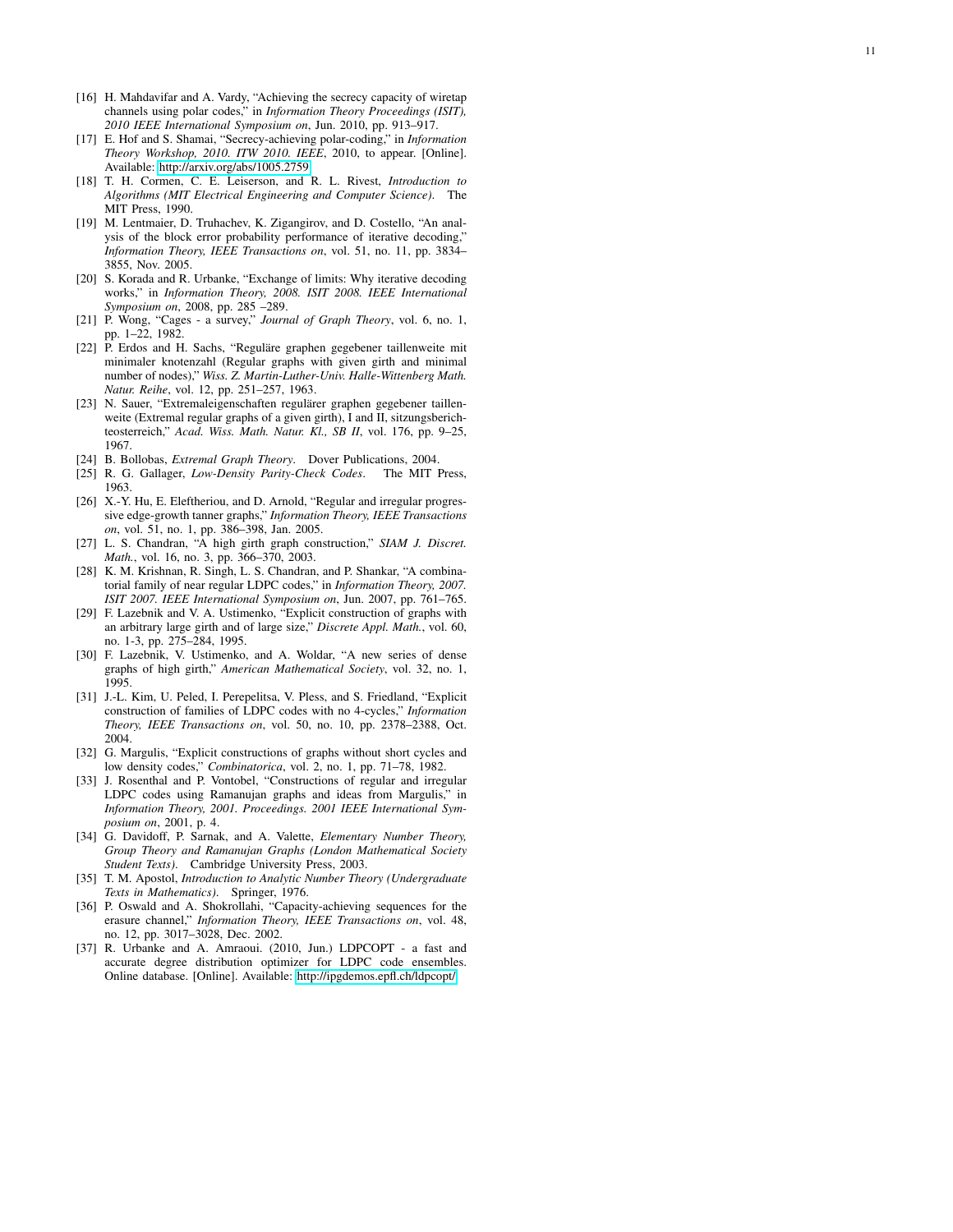[16] H. Mahdavifar and A. Vardy, "Achieving the secrecy capacity of wiretap channels using polar codes," in *Information Theory Proceedings (ISIT), 2010 IEEE International Symposium on*, Jun. 2010, pp. 913–917.

[17] E. Hof and S. Shamai, "Secrecy-achieving polar-coding," in *Information Theory Workshop, 2010. ITW 2010. IEEE*, 2010, to appear. [Online]. Available: http://arxiv.org/abs/1005.2759

[18] T. H. Cormen, C. E. Leiserson, and R. L. Rivest, *Introduction to Algorithms (MIT Electrical Engineering and Computer Science)*. The MIT Press, 1990.

[19] M. Lentmaier, D. Truhachev, K. Zigangirov, and D. Costello, "An analysis of the block error probability performance of iterative decoding," *Information Theory, IEEE Transactions on*, vol. 51, no. 11, pp. 3834–3855, Nov. 2005.

[20] S. Korada and R. Urbanke, "Exchange of limits: Why iterative decoding works," in *Information Theory, 2008. ISIT 2008. IEEE International Symposium on*, 2008, pp. 285 –289.

[21] P. Wong, "Cages - a survey," *Journal of Graph Theory*, vol. 6, no. 1, pp. 1–22, 1982.

[22] P. Erdos and H. Sachs, "Reguläre graphen gegebener taillenweite mit minimaler knotenzahl (Regular graphs with given girth and minimal number of nodes)," *Wiss. Z. Martin-Luther-Univ. Halle-Wittenberg Math. Natur. Reihe*, vol. 12, pp. 251–257, 1963.

[23] N. Sauer, "Extremaleigenschaften regulärer graphen gegebener taillenweite (Extremal regular graphs of a given girth), I and II, sitzungsberichteosterreich," *Acad. Wiss. Math. Natur. Kl., SB II*, vol. 176, pp. 9–25, 1967.

[24] B. Bollobas, *Extremal Graph Theory*. Dover Publications, 2004.

[25] R. G. Gallager, *Low-Density Parity-Check Codes*. The MIT Press, 1963.

[26] X.-Y. Hu, E. Eleftheriou, and D. Arnold, "Regular and irregular progressive edge-growth tanner graphs," *Information Theory, IEEE Transactions on*, vol. 51, no. 1, pp. 386–398, Jan. 2005.

[27] L. S. Chandran, "A high girth graph construction," *SIAM J. Discret. Math.*, vol. 16, no. 3, pp. 366–370, 2003.

[28] K. M. Krishnan, R. Singh, L. S. Chandran, and P. Shankar, "A combinatorial family of near regular LDPC codes," in *Information Theory, 2007. ISIT 2007. IEEE International Symposium on*, Jun. 2007, pp. 761–765.

[29] F. Lazebnik and V. A. Ustimenko, "Explicit construction of graphs with an arbitrary large girth and of large size," *Discrete Appl. Math.*, vol. 60, no. 1-3, pp. 275–284, 1995.

[30] F. Lazebnik, V. Ustimenko, and A. Woldar, "A new series of dense graphs of high girth," *American Mathematical Society*, vol. 32, no. 1, 1995.

[31] J.-L. Kim, U. Peled, I. Perepelitsa, V. Pless, and S. Friedland, "Explicit construction of families of LDPC codes with no 4-cycles," *Information Theory, IEEE Transactions on*, vol. 50, no. 10, pp. 2378–2388, Oct. 2004.

[32] G. Margulis, "Explicit constructions of graphs without short cycles and low density codes," *Combinatorica*, vol. 2, no. 1, pp. 71–78, 1982.

[33] J. Rosenthal and P. Vontobel, "Constructions of regular and irregular LDPC codes using Ramanujan graphs and ideas from Margulis," in *Information Theory, 2001. Proceedings. 2001 IEEE International Symposium on*, 2001, p. 4.

[34] G. Davidoff, P. Sarnak, and A. Valette, *Elementary Number Theory, Group Theory and Ramanujan Graphs (London Mathematical Society Student Texts)*. Cambridge University Press, 2003.

[35] T. M. Apostol, *Introduction to Analytic Number Theory (Undergraduate Texts in Mathematics)*. Springer, 1976.

[36] P. Oswald and A. Shokrollahi, "Capacity-achieving sequences for the erasure channel," *Information Theory, IEEE Transactions on*, vol. 48, no. 12, pp. 3017–3028, Dec. 2002.

[37] R. Urbanke and A. Amraoui. (2010, Jun.) LDPCOPT - a fast and accurate degree distribution optimizer for LDPC code ensembles. Online database. [Online]. Available: http://ipgdemos.epfl.ch/ldpcopt/